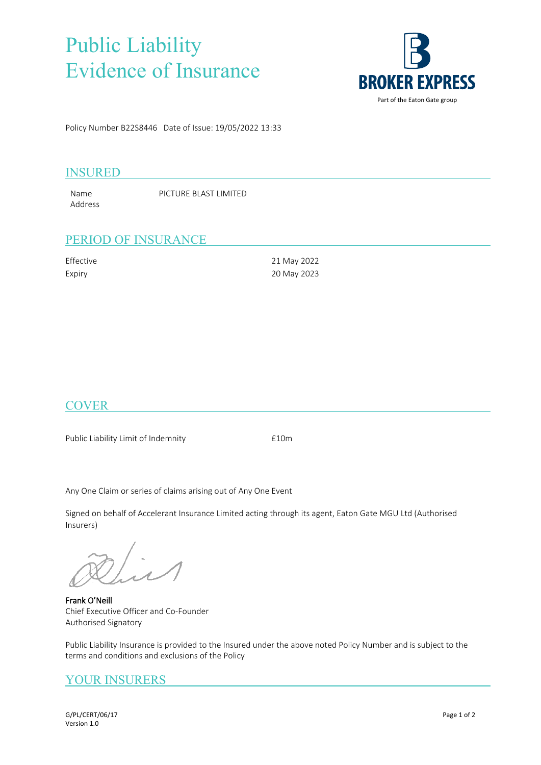# Public Liability Evidence of Insurance

**BROKER EXPRESS**
Part of the Eaton Gate group

Policy Number B22S8446   Date of Issue: 19/05/2022 13:33

## INSURED

| | |
|---|---|
| Name | PICTURE BLAST LIMITED |
| Address | |

## PERIOD OF INSURANCE

| | |
|---|---|
| Effective | 21 May 2022 |
| Expiry | 20 May 2023 |

## COVER

| | |
|---|---|
| Public Liability Limit of Indemnity | £10m |

Any One Claim or series of claims arising out of Any One Event

Signed on behalf of Accelerant Insurance Limited acting through its agent, Eaton Gate MGU Ltd (Authorised Insurers)

**Frank O'Neill**
Chief Executive Officer and Co-Founder
Authorised Signatory

Public Liability Insurance is provided to the Insured under the above noted Policy Number and is subject to the terms and conditions and exclusions of the Policy

## YOUR INSURERS

G/PL/CERT/06/17
Version 1.0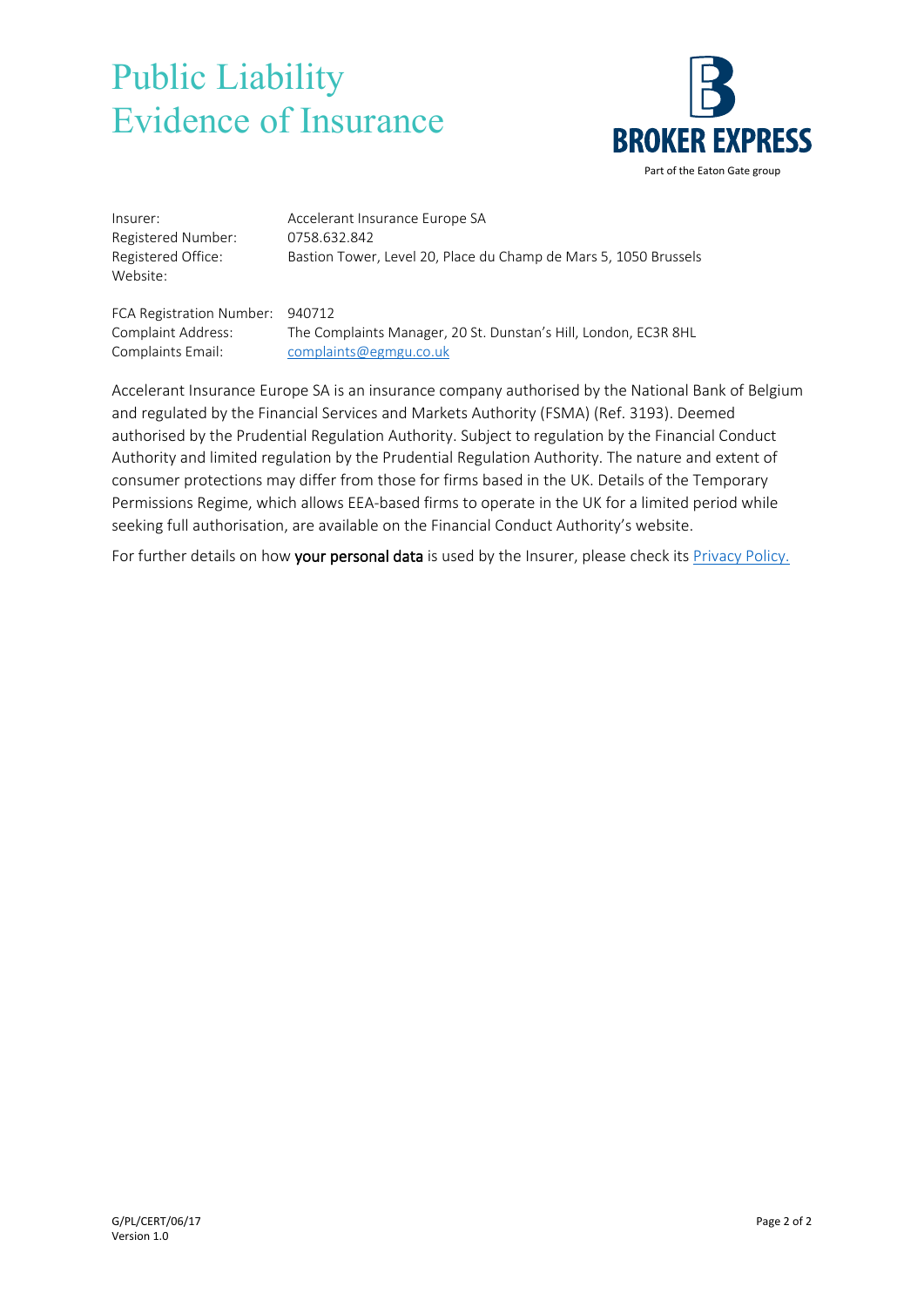# Public Liability Evidence of Insurance

BROKER EXPRESS
Part of the Eaton Gate group

| | |
|---|---|
| Insurer: | Accelerant Insurance Europe SA |
| Registered Number: | 0758.632.842 |
| Registered Office: | Bastion Tower, Level 20, Place du Champ de Mars 5, 1050 Brussels |
| Website: | |
| FCA Registration Number: | 940712 |
| Complaint Address: | The Complaints Manager, 20 St. Dunstan's Hill, London, EC3R 8HL |
| Complaints Email: | complaints@egmgu.co.uk |

Accelerant Insurance Europe SA is an insurance company authorised by the National Bank of Belgium and regulated by the Financial Services and Markets Authority (FSMA) (Ref. 3193). Deemed authorised by the Prudential Regulation Authority. Subject to regulation by the Financial Conduct Authority and limited regulation by the Prudential Regulation Authority. The nature and extent of consumer protections may differ from those for firms based in the UK. Details of the Temporary Permissions Regime, which allows EEA-based firms to operate in the UK for a limited period while seeking full authorisation, are available on the Financial Conduct Authority's website.

For further details on how **your personal data** is used by the Insurer, please check its Privacy Policy.

G/PL/CERT/06/17
Version 1.0